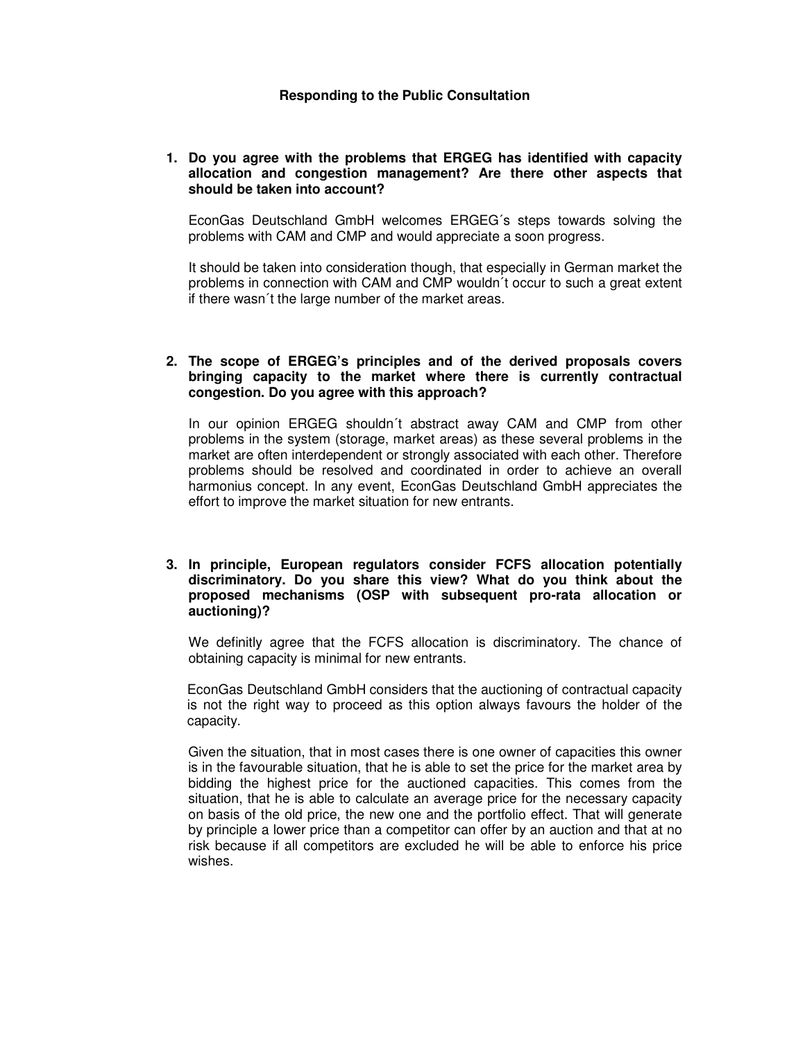**Responding to the Public Consultation**

1. **Do you agree with the problems that ERGEG has identified with capacity allocation and congestion management? Are there other aspects that should be taken into account?**

   EconGas Deutschland GmbH welcomes ERGEG´s steps towards solving the problems with CAM and CMP and would appreciate a soon progress.

   It should be taken into consideration though, that especially in German market the problems in connection with CAM and CMP wouldn´t occur to such a great extent if there wasn´t the large number of the market areas.

2. **The scope of ERGEG's principles and of the derived proposals covers bringing capacity to the market where there is currently contractual congestion. Do you agree with this approach?**

   In our opinion ERGEG shouldn´t abstract away CAM and CMP from other problems in the system (storage, market areas) as these several problems in the market are often interdependent or strongly associated with each other. Therefore problems should be resolved and coordinated in order to achieve an overall harmonius concept. In any event, EconGas Deutschland GmbH appreciates the effort to improve the market situation for new entrants.

3. **In principle, European regulators consider FCFS allocation potentially discriminatory. Do you share this view? What do you think about the proposed mechanisms (OSP with subsequent pro-rata allocation or auctioning)?**

   We definitly agree that the FCFS allocation is discriminatory. The chance of obtaining capacity is minimal for new entrants.

   EconGas Deutschland GmbH considers that the auctioning of contractual capacity is not the right way to proceed as this option always favours the holder of the capacity.

   Given the situation, that in most cases there is one owner of capacities this owner is in the favourable situation, that he is able to set the price for the market area by bidding the highest price for the auctioned capacities. This comes from the situation, that he is able to calculate an average price for the necessary capacity on basis of the old price, the new one and the portfolio effect. That will generate by principle a lower price than a competitor can offer by an auction and that at no risk because if all competitors are excluded he will be able to enforce his price wishes.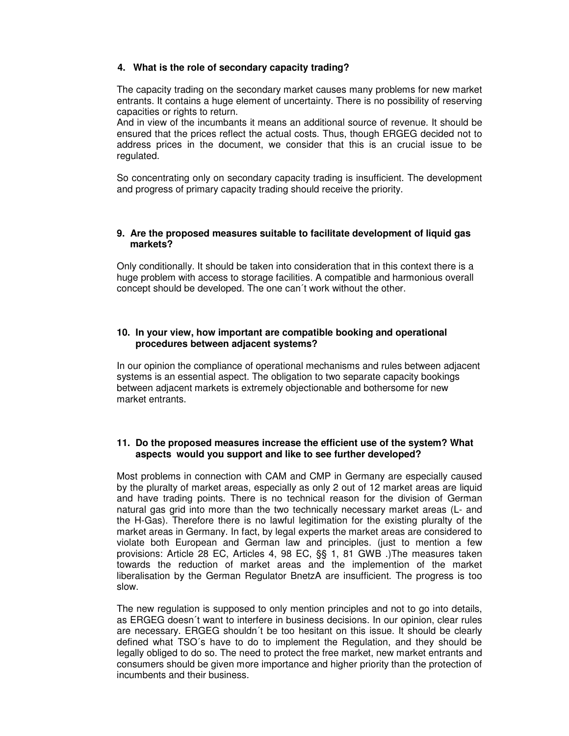### 4. What is the role of secondary capacity trading?

The capacity trading on the secondary market causes many problems for new market entrants. It contains a huge element of uncertainty. There is no possibility of reserving capacities or rights to return.
And in view of the incumbants it means an additional source of revenue. It should be ensured that the prices reflect the actual costs. Thus, though ERGEG decided not to address prices in the document, we consider that this is an crucial issue to be regulated.

So concentrating only on secondary capacity trading is insufficient. The development and progress of primary capacity trading should receive the priority.

### 9. Are the proposed measures suitable to facilitate development of liquid gas markets?

Only conditionally. It should be taken into consideration that in this context there is a huge problem with access to storage facilities. A compatible and harmonious overall concept should be developed. The one can´t work without the other.

### 10. In your view, how important are compatible booking and operational procedures between adjacent systems?

In our opinion the compliance of operational mechanisms and rules between adjacent systems is an essential aspect. The obligation to two separate capacity bookings between adjacent markets is extremely objectionable and bothersome for new market entrants.

### 11. Do the proposed measures increase the efficient use of the system? What aspects would you support and like to see further developed?

Most problems in connection with CAM and CMP in Germany are especially caused by the pluralty of market areas, especially as only 2 out of 12 market areas are liquid and have trading points. There is no technical reason for the division of German natural gas grid into more than the two technically necessary market areas (L- and the H-Gas). Therefore there is no lawful legitimation for the existing pluralty of the market areas in Germany. In fact, by legal experts the market areas are considered to violate both European and German law and principles. (just to mention a few provisions: Article 28 EC, Articles 4, 98 EC, §§ 1, 81 GWB .)The measures taken towards the reduction of market areas and the implemention of the market liberalisation by the German Regulator BnetzA are insufficient. The progress is too slow.

The new regulation is supposed to only mention principles and not to go into details, as ERGEG doesn´t want to interfere in business decisions. In our opinion, clear rules are necessary. ERGEG shouldn´t be too hesitant on this issue. It should be clearly defined what TSO´s have to do to implement the Regulation, and they should be legally obliged to do so. The need to protect the free market, new market entrants and consumers should be given more importance and higher priority than the protection of incumbents and their business.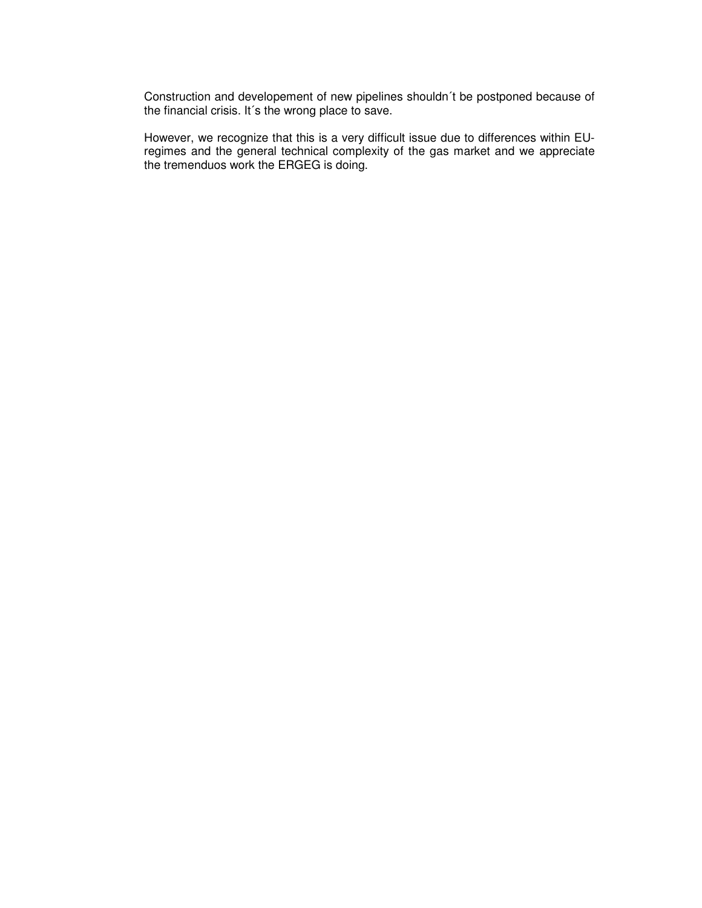Construction and developement of new pipelines shouldn´t be postponed because of the financial crisis. It´s the wrong place to save.

However, we recognize that this is a very difficult issue due to differences within EU-regimes and the general technical complexity of the gas market and we appreciate the tremenduos work the ERGEG is doing.